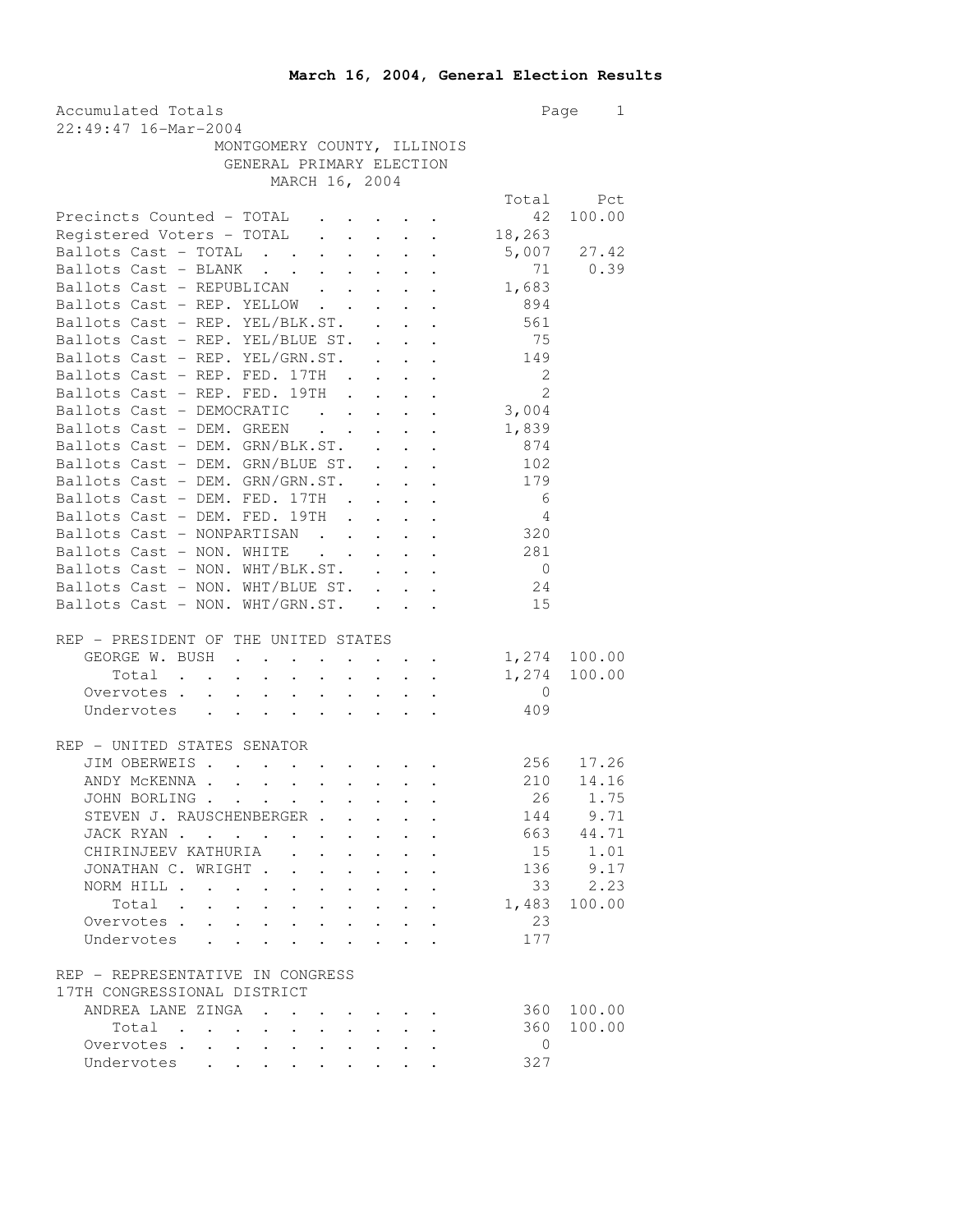# March 16, 2004, General Election Results

Accumulated Totals
22:49:47 16-Mar-2004

MONTGOMERY COUNTY, ILLINOIS
GENERAL PRIMARY ELECTION
MARCH 16, 2004

| | Total | Pct |
|---|---|---|
| Precincts Counted - TOTAL | 42 | 100.00 |
| Registered Voters - TOTAL | 18,263 | |
| Ballots Cast - TOTAL | 5,007 | 27.42 |
| Ballots Cast - BLANK | 71 | 0.39 |
| Ballots Cast - REPUBLICAN | 1,683 | |
| Ballots Cast - REP. YELLOW | 894 | |
| Ballots Cast - REP. YEL/BLK.ST. | 561 | |
| Ballots Cast - REP. YEL/BLUE ST. | 75 | |
| Ballots Cast - REP. YEL/GRN.ST. | 149 | |
| Ballots Cast - REP. FED. 17TH | 2 | |
| Ballots Cast - REP. FED. 19TH | 2 | |
| Ballots Cast - DEMOCRATIC | 3,004 | |
| Ballots Cast - DEM. GREEN | 1,839 | |
| Ballots Cast - DEM. GRN/BLK.ST. | 874 | |
| Ballots Cast - DEM. GRN/BLUE ST. | 102 | |
| Ballots Cast - DEM. GRN/GRN.ST. | 179 | |
| Ballots Cast - DEM. FED. 17TH | 6 | |
| Ballots Cast - DEM. FED. 19TH | 4 | |
| Ballots Cast - NONPARTISAN | 320 | |
| Ballots Cast - NON. WHITE | 281 | |
| Ballots Cast - NON. WHT/BLK.ST. | 0 | |
| Ballots Cast - NON. WHT/BLUE ST. | 24 | |
| Ballots Cast - NON. WHT/GRN.ST. | 15 | |

## REP - PRESIDENT OF THE UNITED STATES

| | Total | Pct |
|---|---|---|
| GEORGE W. BUSH | 1,274 | 100.00 |
| Total | 1,274 | 100.00 |
| Overvotes | 0 | |
| Undervotes | 409 | |

## REP - UNITED STATES SENATOR

| | Total | Pct |
|---|---|---|
| JIM OBERWEIS | 256 | 17.26 |
| ANDY McKENNA | 210 | 14.16 |
| JOHN BORLING | 26 | 1.75 |
| STEVEN J. RAUSCHENBERGER | 144 | 9.71 |
| JACK RYAN | 663 | 44.71 |
| CHIRINJEEV KATHURIA | 15 | 1.01 |
| JONATHAN C. WRIGHT | 136 | 9.17 |
| NORM HILL | 33 | 2.23 |
| Total | 1,483 | 100.00 |
| Overvotes | 23 | |
| Undervotes | 177 | |

## REP - REPRESENTATIVE IN CONGRESS
17TH CONGRESSIONAL DISTRICT

| | Total | Pct |
|---|---|---|
| ANDREA LANE ZINGA | 360 | 100.00 |
| Total | 360 | 100.00 |
| Overvotes | 0 | |
| Undervotes | 327 | |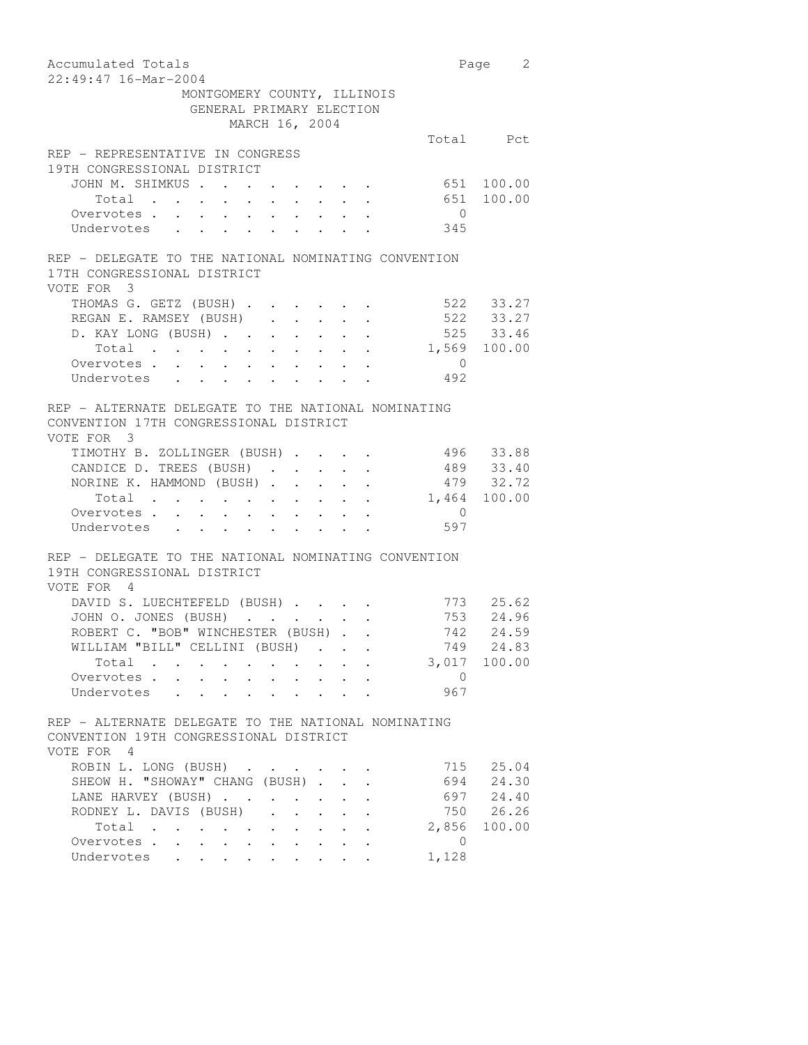Accumulated Totals
22:49:47 16-Mar-2004

MONTGOMERY COUNTY, ILLINOIS
GENERAL PRIMARY ELECTION
MARCH 16, 2004

### REP - REPRESENTATIVE IN CONGRESS 19TH CONGRESSIONAL DISTRICT

| | Total | Pct |
|---|---|---|
| JOHN M. SHIMKUS | 651 | 100.00 |
| Total | 651 | 100.00 |
| Overvotes | 0 | |
| Undervotes | 345 | |

### REP - DELEGATE TO THE NATIONAL NOMINATING CONVENTION 17TH CONGRESSIONAL DISTRICT

VOTE FOR 3

| | Total | Pct |
|---|---|---|
| THOMAS G. GETZ (BUSH) | 522 | 33.27 |
| REGAN E. RAMSEY (BUSH) | 522 | 33.27 |
| D. KAY LONG (BUSH) | 525 | 33.46 |
| Total | 1,569 | 100.00 |
| Overvotes | 0 | |
| Undervotes | 492 | |

### REP - ALTERNATE DELEGATE TO THE NATIONAL NOMINATING CONVENTION 17TH CONGRESSIONAL DISTRICT

VOTE FOR 3

| | Total | Pct |
|---|---|---|
| TIMOTHY B. ZOLLINGER (BUSH) | 496 | 33.88 |
| CANDICE D. TREES (BUSH) | 489 | 33.40 |
| NORINE K. HAMMOND (BUSH) | 479 | 32.72 |
| Total | 1,464 | 100.00 |
| Overvotes | 0 | |
| Undervotes | 597 | |

### REP - DELEGATE TO THE NATIONAL NOMINATING CONVENTION 19TH CONGRESSIONAL DISTRICT

VOTE FOR 4

| | Total | Pct |
|---|---|---|
| DAVID S. LUECHTEFELD (BUSH) | 773 | 25.62 |
| JOHN O. JONES (BUSH) | 753 | 24.96 |
| ROBERT C. "BOB" WINCHESTER (BUSH) | 742 | 24.59 |
| WILLIAM "BILL" CELLINI (BUSH) | 749 | 24.83 |
| Total | 3,017 | 100.00 |
| Overvotes | 0 | |
| Undervotes | 967 | |

### REP - ALTERNATE DELEGATE TO THE NATIONAL NOMINATING CONVENTION 19TH CONGRESSIONAL DISTRICT

VOTE FOR 4

| | Total | Pct |
|---|---|---|
| ROBIN L. LONG (BUSH) | 715 | 25.04 |
| SHEOW H. "SHOWAY" CHANG (BUSH) | 694 | 24.30 |
| LANE HARVEY (BUSH) | 697 | 24.40 |
| RODNEY L. DAVIS (BUSH) | 750 | 26.26 |
| Total | 2,856 | 100.00 |
| Overvotes | 0 | |
| Undervotes | 1,128 | |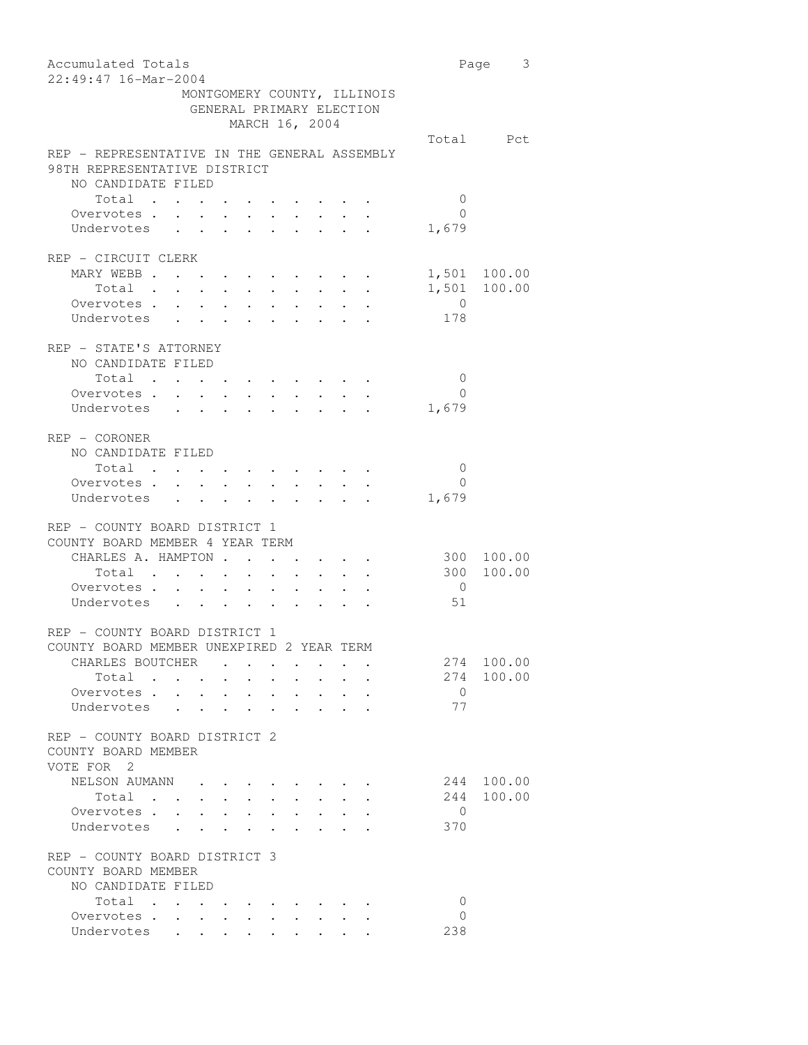Accumulated Totals
22:49:47 16-Mar-2004

MONTGOMERY COUNTY, ILLINOIS
GENERAL PRIMARY ELECTION
MARCH 16, 2004

| | Total | Pct |
|---|---|---|
| **REP - REPRESENTATIVE IN THE GENERAL ASSEMBLY** | | |
| **98TH REPRESENTATIVE DISTRICT** | | |
| NO CANDIDATE FILED | | |
| Total | 0 | |
| Overvotes | 0 | |
| Undervotes | 1,679 | |
| **REP - CIRCUIT CLERK** | | |
| MARY WEBB | 1,501 | 100.00 |
| Total | 1,501 | 100.00 |
| Overvotes | 0 | |
| Undervotes | 178 | |
| **REP - STATE'S ATTORNEY** | | |
| NO CANDIDATE FILED | | |
| Total | 0 | |
| Overvotes | 0 | |
| Undervotes | 1,679 | |
| **REP - CORONER** | | |
| NO CANDIDATE FILED | | |
| Total | 0 | |
| Overvotes | 0 | |
| Undervotes | 1,679 | |
| **REP - COUNTY BOARD DISTRICT 1** | | |
| **COUNTY BOARD MEMBER 4 YEAR TERM** | | |
| CHARLES A. HAMPTON | 300 | 100.00 |
| Total | 300 | 100.00 |
| Overvotes | 0 | |
| Undervotes | 51 | |
| **REP - COUNTY BOARD DISTRICT 1** | | |
| **COUNTY BOARD MEMBER UNEXPIRED 2 YEAR TERM** | | |
| CHARLES BOUTCHER | 274 | 100.00 |
| Total | 274 | 100.00 |
| Overvotes | 0 | |
| Undervotes | 77 | |
| **REP - COUNTY BOARD DISTRICT 2** | | |
| **COUNTY BOARD MEMBER** | | |
| **VOTE FOR 2** | | |
| NELSON AUMANN | 244 | 100.00 |
| Total | 244 | 100.00 |
| Overvotes | 0 | |
| Undervotes | 370 | |
| **REP - COUNTY BOARD DISTRICT 3** | | |
| **COUNTY BOARD MEMBER** | | |
| NO CANDIDATE FILED | | |
| Total | 0 | |
| Overvotes | 0 | |
| Undervotes | 238 | |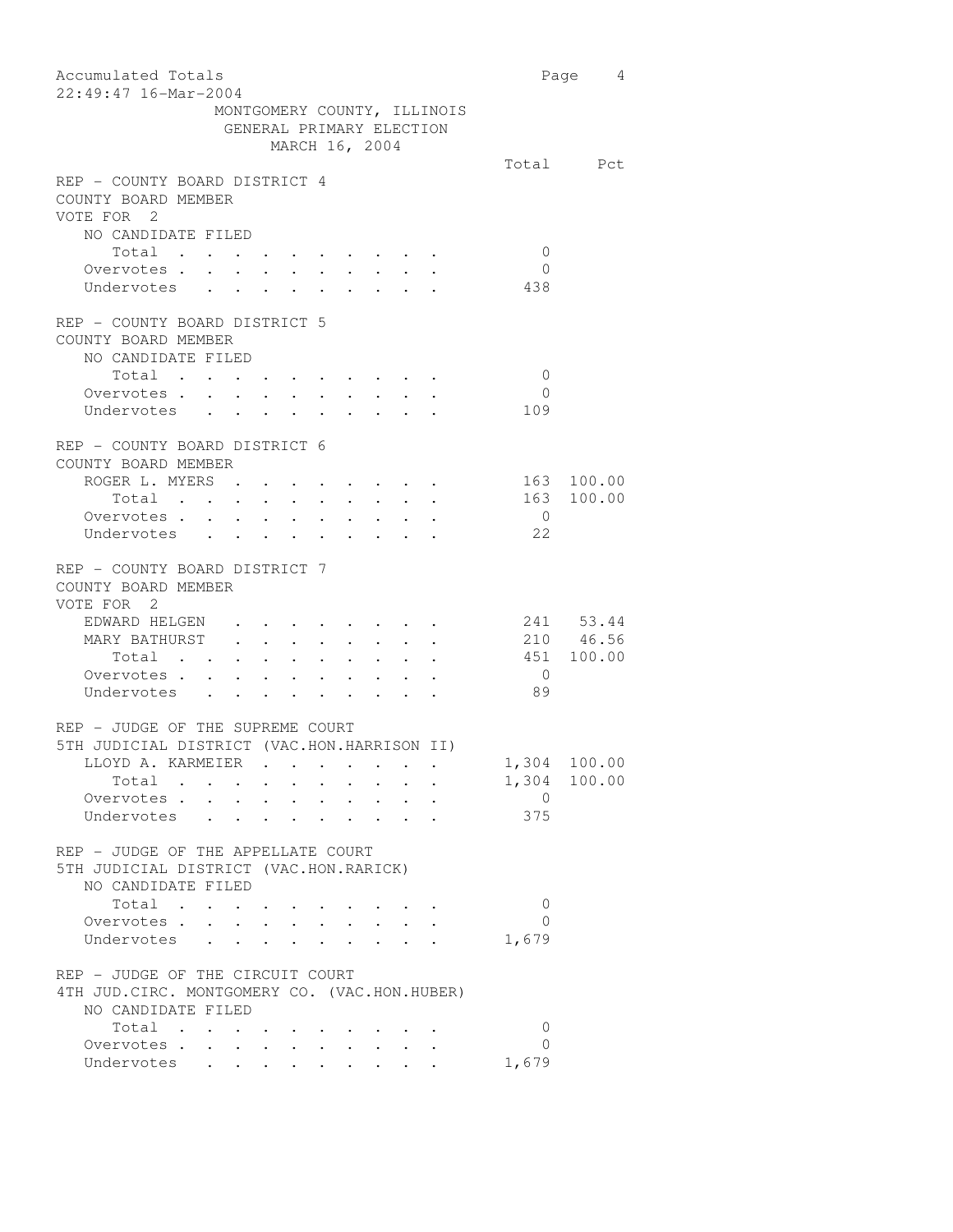Accumulated Totals
22:49:47 16-Mar-2004

MONTGOMERY COUNTY, ILLINOIS
GENERAL PRIMARY ELECTION
MARCH 16, 2004

## REP - COUNTY BOARD DISTRICT 4
COUNTY BOARD MEMBER
VOTE FOR 2

| | Total | Pct |
|---|---|---|
| NO CANDIDATE FILED | | |
| Total | 0 | |
| Overvotes | 0 | |
| Undervotes | 438 | |

## REP - COUNTY BOARD DISTRICT 5
COUNTY BOARD MEMBER

| | Total | Pct |
|---|---|---|
| NO CANDIDATE FILED | | |
| Total | 0 | |
| Overvotes | 0 | |
| Undervotes | 109 | |

## REP - COUNTY BOARD DISTRICT 6
COUNTY BOARD MEMBER

| | Total | Pct |
|---|---|---|
| ROGER L. MYERS | 163 | 100.00 |
| Total | 163 | 100.00 |
| Overvotes | 0 | |
| Undervotes | 22 | |

## REP - COUNTY BOARD DISTRICT 7
COUNTY BOARD MEMBER
VOTE FOR 2

| | Total | Pct |
|---|---|---|
| EDWARD HELGEN | 241 | 53.44 |
| MARY BATHURST | 210 | 46.56 |
| Total | 451 | 100.00 |
| Overvotes | 0 | |
| Undervotes | 89 | |

## REP - JUDGE OF THE SUPREME COURT
5TH JUDICIAL DISTRICT (VAC.HON.HARRISON II)

| | Total | Pct |
|---|---|---|
| LLOYD A. KARMEIER | 1,304 | 100.00 |
| Total | 1,304 | 100.00 |
| Overvotes | 0 | |
| Undervotes | 375 | |

## REP - JUDGE OF THE APPELLATE COURT
5TH JUDICIAL DISTRICT (VAC.HON.RARICK)

| | Total | Pct |
|---|---|---|
| NO CANDIDATE FILED | | |
| Total | 0 | |
| Overvotes | 0 | |
| Undervotes | 1,679 | |

## REP - JUDGE OF THE CIRCUIT COURT
4TH JUD.CIRC. MONTGOMERY CO. (VAC.HON.HUBER)

| | Total | Pct |
|---|---|---|
| NO CANDIDATE FILED | | |
| Total | 0 | |
| Overvotes | 0 | |
| Undervotes | 1,679 | |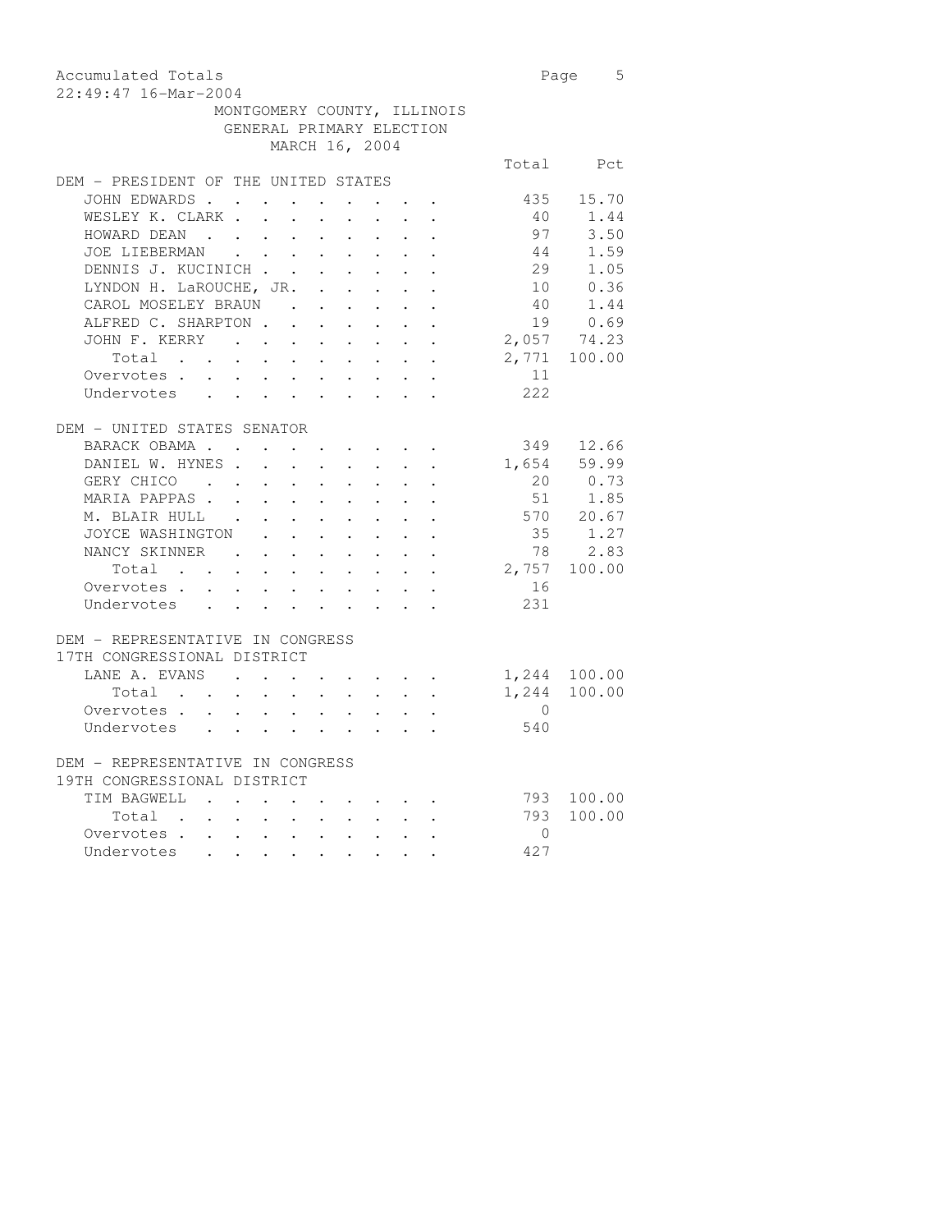Accumulated Totals
22:49:47 16-Mar-2004

MONTGOMERY COUNTY, ILLINOIS
GENERAL PRIMARY ELECTION
MARCH 16, 2004

| | Total | Pct |
|---|---|---|
| **DEM - PRESIDENT OF THE UNITED STATES** | | |
| JOHN EDWARDS | 435 | 15.70 |
| WESLEY K. CLARK | 40 | 1.44 |
| HOWARD DEAN | 97 | 3.50 |
| JOE LIEBERMAN | 44 | 1.59 |
| DENNIS J. KUCINICH | 29 | 1.05 |
| LYNDON H. LaROUCHE, JR. | 10 | 0.36 |
| CAROL MOSELEY BRAUN | 40 | 1.44 |
| ALFRED C. SHARPTON | 19 | 0.69 |
| JOHN F. KERRY | 2,057 | 74.23 |
| Total | 2,771 | 100.00 |
| Overvotes | 11 | |
| Undervotes | 222 | |
| **DEM - UNITED STATES SENATOR** | | |
| BARACK OBAMA | 349 | 12.66 |
| DANIEL W. HYNES | 1,654 | 59.99 |
| GERY CHICO | 20 | 0.73 |
| MARIA PAPPAS | 51 | 1.85 |
| M. BLAIR HULL | 570 | 20.67 |
| JOYCE WASHINGTON | 35 | 1.27 |
| NANCY SKINNER | 78 | 2.83 |
| Total | 2,757 | 100.00 |
| Overvotes | 16 | |
| Undervotes | 231 | |
| **DEM - REPRESENTATIVE IN CONGRESS 17TH CONGRESSIONAL DISTRICT** | | |
| LANE A. EVANS | 1,244 | 100.00 |
| Total | 1,244 | 100.00 |
| Overvotes | 0 | |
| Undervotes | 540 | |
| **DEM - REPRESENTATIVE IN CONGRESS 19TH CONGRESSIONAL DISTRICT** | | |
| TIM BAGWELL | 793 | 100.00 |
| Total | 793 | 100.00 |
| Overvotes | 0 | |
| Undervotes | 427 | |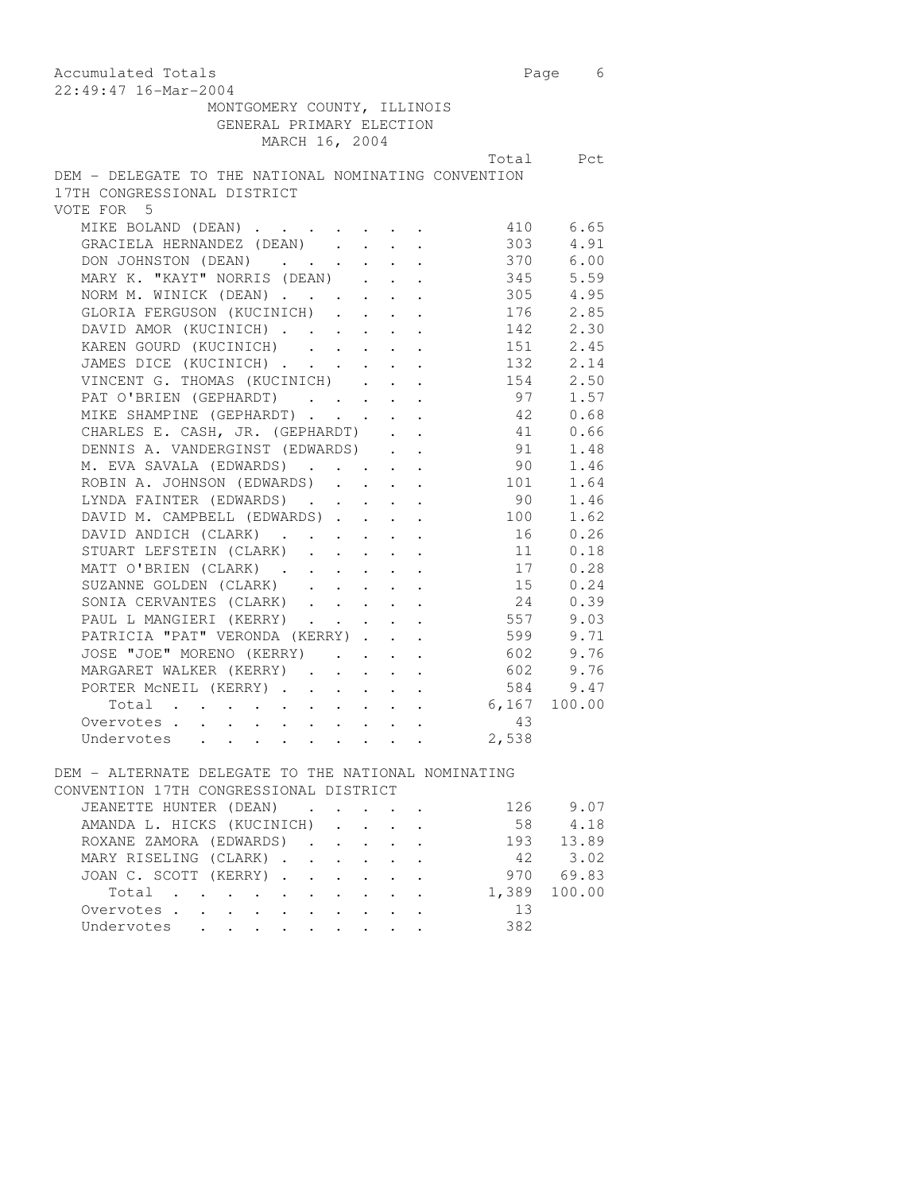Accumulated Totals
22:49:47 16-Mar-2004

MONTGOMERY COUNTY, ILLINOIS
GENERAL PRIMARY ELECTION
MARCH 16, 2004

## DEM - DELEGATE TO THE NATIONAL NOMINATING CONVENTION 17TH CONGRESSIONAL DISTRICT

VOTE FOR 5

| | Total | Pct |
|---|---|---|
| MIKE BOLAND (DEAN) | 410 | 6.65 |
| GRACIELA HERNANDEZ (DEAN) | 303 | 4.91 |
| DON JOHNSTON (DEAN) | 370 | 6.00 |
| MARY K. "KAYT" NORRIS (DEAN) | 345 | 5.59 |
| NORM M. WINICK (DEAN) | 305 | 4.95 |
| GLORIA FERGUSON (KUCINICH) | 176 | 2.85 |
| DAVID AMOR (KUCINICH) | 142 | 2.30 |
| KAREN GOURD (KUCINICH) | 151 | 2.45 |
| JAMES DICE (KUCINICH) | 132 | 2.14 |
| VINCENT G. THOMAS (KUCINICH) | 154 | 2.50 |
| PAT O'BRIEN (GEPHARDT) | 97 | 1.57 |
| MIKE SHAMPINE (GEPHARDT) | 42 | 0.68 |
| CHARLES E. CASH, JR. (GEPHARDT) | 41 | 0.66 |
| DENNIS A. VANDERGINST (EDWARDS) | 91 | 1.48 |
| M. EVA SAVALA (EDWARDS) | 90 | 1.46 |
| ROBIN A. JOHNSON (EDWARDS) | 101 | 1.64 |
| LYNDA FAINTER (EDWARDS) | 90 | 1.46 |
| DAVID M. CAMPBELL (EDWARDS) | 100 | 1.62 |
| DAVID ANDICH (CLARK) | 16 | 0.26 |
| STUART LEFSTEIN (CLARK) | 11 | 0.18 |
| MATT O'BRIEN (CLARK) | 17 | 0.28 |
| SUZANNE GOLDEN (CLARK) | 15 | 0.24 |
| SONIA CERVANTES (CLARK) | 24 | 0.39 |
| PAUL L MANGIERI (KERRY) | 557 | 9.03 |
| PATRICIA "PAT" VERONDA (KERRY) | 599 | 9.71 |
| JOSE "JOE" MORENO (KERRY) | 602 | 9.76 |
| MARGARET WALKER (KERRY) | 602 | 9.76 |
| PORTER McNEIL (KERRY) | 584 | 9.47 |
| Total | 6,167 | 100.00 |
| Overvotes | 43 | |
| Undervotes | 2,538 | |

## DEM - ALTERNATE DELEGATE TO THE NATIONAL NOMINATING CONVENTION 17TH CONGRESSIONAL DISTRICT

| | Total | Pct |
|---|---|---|
| JEANETTE HUNTER (DEAN) | 126 | 9.07 |
| AMANDA L. HICKS (KUCINICH) | 58 | 4.18 |
| ROXANE ZAMORA (EDWARDS) | 193 | 13.89 |
| MARY RISELING (CLARK) | 42 | 3.02 |
| JOAN C. SCOTT (KERRY) | 970 | 69.83 |
| Total | 1,389 | 100.00 |
| Overvotes | 13 | |
| Undervotes | 382 | |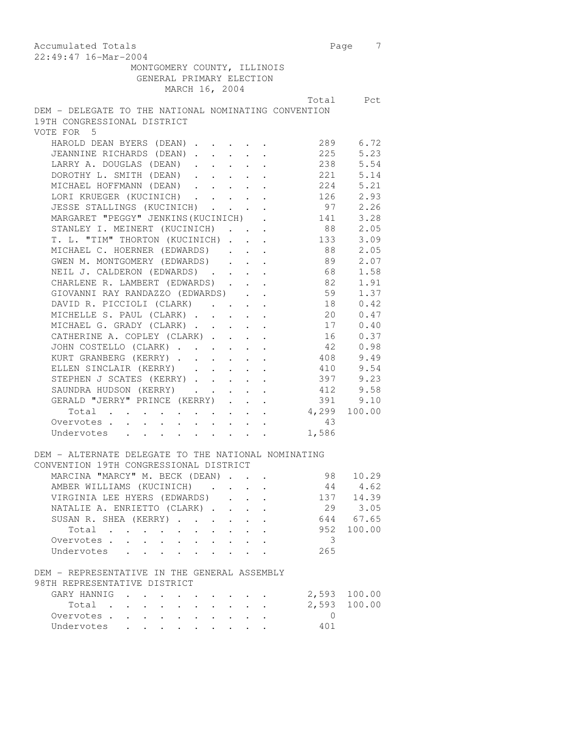Accumulated Totals
22:49:47 16-Mar-2004

MONTGOMERY COUNTY, ILLINOIS
GENERAL PRIMARY ELECTION
MARCH 16, 2004

## DEM - DELEGATE TO THE NATIONAL NOMINATING CONVENTION 19TH CONGRESSIONAL DISTRICT

VOTE FOR 5

| | Total | Pct |
|---|---|---|
| HAROLD DEAN BYERS (DEAN) | 289 | 6.72 |
| JEANNINE RICHARDS (DEAN) | 225 | 5.23 |
| LARRY A. DOUGLAS (DEAN) | 238 | 5.54 |
| DOROTHY L. SMITH (DEAN) | 221 | 5.14 |
| MICHAEL HOFFMANN (DEAN) | 224 | 5.21 |
| LORI KRUEGER (KUCINICH) | 126 | 2.93 |
| JESSE STALLINGS (KUCINICH) | 97 | 2.26 |
| MARGARET "PEGGY" JENKINS(KUCINICH) | 141 | 3.28 |
| STANLEY I. MEINERT (KUCINICH) | 88 | 2.05 |
| T. L. "TIM" THORTON (KUCINICH) | 133 | 3.09 |
| MICHAEL C. HOERNER (EDWARDS) | 88 | 2.05 |
| GWEN M. MONTGOMERY (EDWARDS) | 89 | 2.07 |
| NEIL J. CALDERON (EDWARDS) | 68 | 1.58 |
| CHARLENE R. LAMBERT (EDWARDS) | 82 | 1.91 |
| GIOVANNI RAY RANDAZZO (EDWARDS) | 59 | 1.37 |
| DAVID R. PICCIOLI (CLARK) | 18 | 0.42 |
| MICHELLE S. PAUL (CLARK) | 20 | 0.47 |
| MICHAEL G. GRADY (CLARK) | 17 | 0.40 |
| CATHERINE A. COPLEY (CLARK) | 16 | 0.37 |
| JOHN COSTELLO (CLARK) | 42 | 0.98 |
| KURT GRANBERG (KERRY) | 408 | 9.49 |
| ELLEN SINCLAIR (KERRY) | 410 | 9.54 |
| STEPHEN J SCATES (KERRY) | 397 | 9.23 |
| SAUNDRA HUDSON (KERRY) | 412 | 9.58 |
| GERALD "JERRY" PRINCE (KERRY) | 391 | 9.10 |
| Total | 4,299 | 100.00 |
| Overvotes | 43 | |
| Undervotes | 1,586 | |

## DEM - ALTERNATE DELEGATE TO THE NATIONAL NOMINATING CONVENTION 19TH CONGRESSIONAL DISTRICT

| | Total | Pct |
|---|---|---|
| MARCINA "MARCY" M. BECK (DEAN) | 98 | 10.29 |
| AMBER WILLIAMS (KUCINICH) | 44 | 4.62 |
| VIRGINIA LEE HYERS (EDWARDS) | 137 | 14.39 |
| NATALIE A. ENRIETTO (CLARK) | 29 | 3.05 |
| SUSAN R. SHEA (KERRY) | 644 | 67.65 |
| Total | 952 | 100.00 |
| Overvotes | 3 | |
| Undervotes | 265 | |

## DEM - REPRESENTATIVE IN THE GENERAL ASSEMBLY 98TH REPRESENTATIVE DISTRICT

| | Total | Pct |
|---|---|---|
| GARY HANNIG | 2,593 | 100.00 |
| Total | 2,593 | 100.00 |
| Overvotes | 0 | |
| Undervotes | 401 | |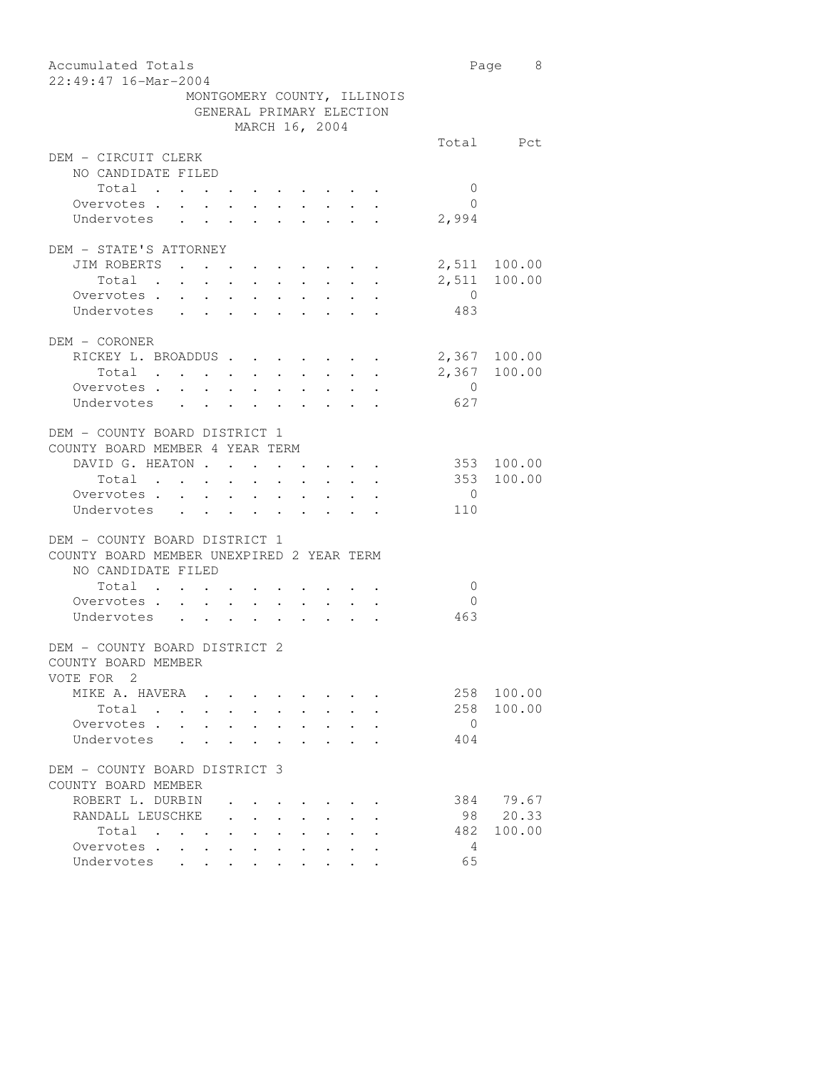Accumulated Totals
22:49:47 16-Mar-2004

MONTGOMERY COUNTY, ILLINOIS
GENERAL PRIMARY ELECTION
MARCH 16, 2004

| | Total | Pct |
|---|---|---|
| **DEM - CIRCUIT CLERK** | | |
| NO CANDIDATE FILED | | |
| Total | 0 | |
| Overvotes | 0 | |
| Undervotes | 2,994 | |
| **DEM - STATE'S ATTORNEY** | | |
| JIM ROBERTS | 2,511 | 100.00 |
| Total | 2,511 | 100.00 |
| Overvotes | 0 | |
| Undervotes | 483 | |
| **DEM - CORONER** | | |
| RICKEY L. BROADDUS | 2,367 | 100.00 |
| Total | 2,367 | 100.00 |
| Overvotes | 0 | |
| Undervotes | 627 | |
| **DEM - COUNTY BOARD DISTRICT 1** | | |
| COUNTY BOARD MEMBER 4 YEAR TERM | | |
| DAVID G. HEATON | 353 | 100.00 |
| Total | 353 | 100.00 |
| Overvotes | 0 | |
| Undervotes | 110 | |
| **DEM - COUNTY BOARD DISTRICT 1** | | |
| COUNTY BOARD MEMBER UNEXPIRED 2 YEAR TERM | | |
| NO CANDIDATE FILED | | |
| Total | 0 | |
| Overvotes | 0 | |
| Undervotes | 463 | |
| **DEM - COUNTY BOARD DISTRICT 2** | | |
| COUNTY BOARD MEMBER | | |
| VOTE FOR 2 | | |
| MIKE A. HAVERA | 258 | 100.00 |
| Total | 258 | 100.00 |
| Overvotes | 0 | |
| Undervotes | 404 | |
| **DEM - COUNTY BOARD DISTRICT 3** | | |
| COUNTY BOARD MEMBER | | |
| ROBERT L. DURBIN | 384 | 79.67 |
| RANDALL LEUSCHKE | 98 | 20.33 |
| Total | 482 | 100.00 |
| Overvotes | 4 | |
| Undervotes | 65 | |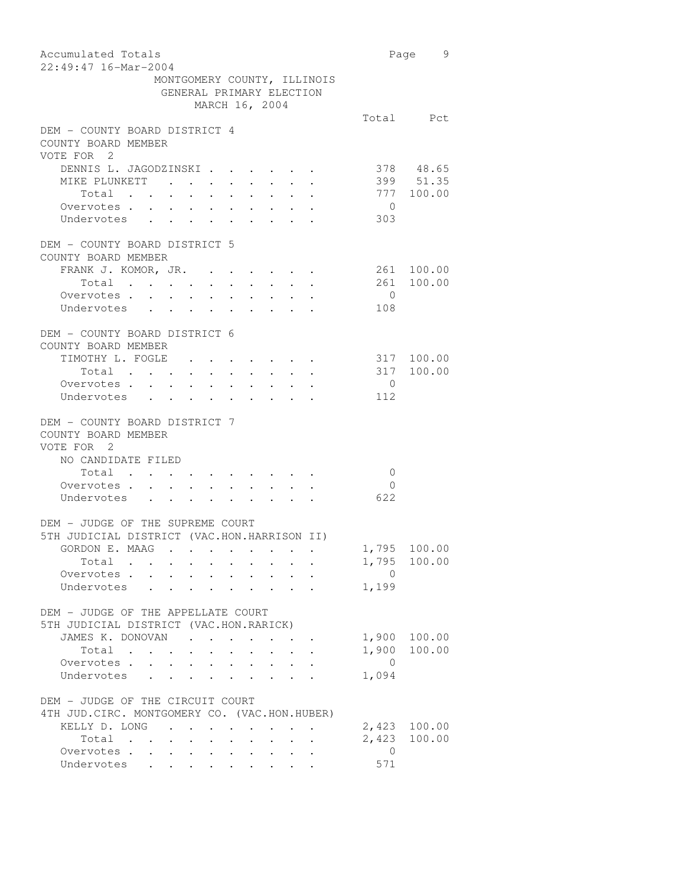Accumulated Totals
22:49:47 16-Mar-2004

MONTGOMERY COUNTY, ILLINOIS
GENERAL PRIMARY ELECTION
MARCH 16, 2004

## DEM - COUNTY BOARD DISTRICT 4
COUNTY BOARD MEMBER
VOTE FOR 2

| | Total | Pct |
|---|---|---|
| DENNIS L. JAGODZINSKI | 378 | 48.65 |
| MIKE PLUNKETT | 399 | 51.35 |
| Total | 777 | 100.00 |
| Overvotes | 0 | |
| Undervotes | 303 | |

## DEM - COUNTY BOARD DISTRICT 5
COUNTY BOARD MEMBER

| | Total | Pct |
|---|---|---|
| FRANK J. KOMOR, JR. | 261 | 100.00 |
| Total | 261 | 100.00 |
| Overvotes | 0 | |
| Undervotes | 108 | |

## DEM - COUNTY BOARD DISTRICT 6
COUNTY BOARD MEMBER

| | Total | Pct |
|---|---|---|
| TIMOTHY L. FOGLE | 317 | 100.00 |
| Total | 317 | 100.00 |
| Overvotes | 0 | |
| Undervotes | 112 | |

## DEM - COUNTY BOARD DISTRICT 7
COUNTY BOARD MEMBER
VOTE FOR 2

NO CANDIDATE FILED

| | Total | Pct |
|---|---|---|
| Total | 0 | |
| Overvotes | 0 | |
| Undervotes | 622 | |

## DEM - JUDGE OF THE SUPREME COURT
5TH JUDICIAL DISTRICT (VAC.HON.HARRISON II)

| | Total | Pct |
|---|---|---|
| GORDON E. MAAG | 1,795 | 100.00 |
| Total | 1,795 | 100.00 |
| Overvotes | 0 | |
| Undervotes | 1,199 | |

## DEM - JUDGE OF THE APPELLATE COURT
5TH JUDICIAL DISTRICT (VAC.HON.RARICK)

| | Total | Pct |
|---|---|---|
| JAMES K. DONOVAN | 1,900 | 100.00 |
| Total | 1,900 | 100.00 |
| Overvotes | 0 | |
| Undervotes | 1,094 | |

## DEM - JUDGE OF THE CIRCUIT COURT
4TH JUD.CIRC. MONTGOMERY CO. (VAC.HON.HUBER)

| | Total | Pct |
|---|---|---|
| KELLY D. LONG | 2,423 | 100.00 |
| Total | 2,423 | 100.00 |
| Overvotes | 0 | |
| Undervotes | 571 | |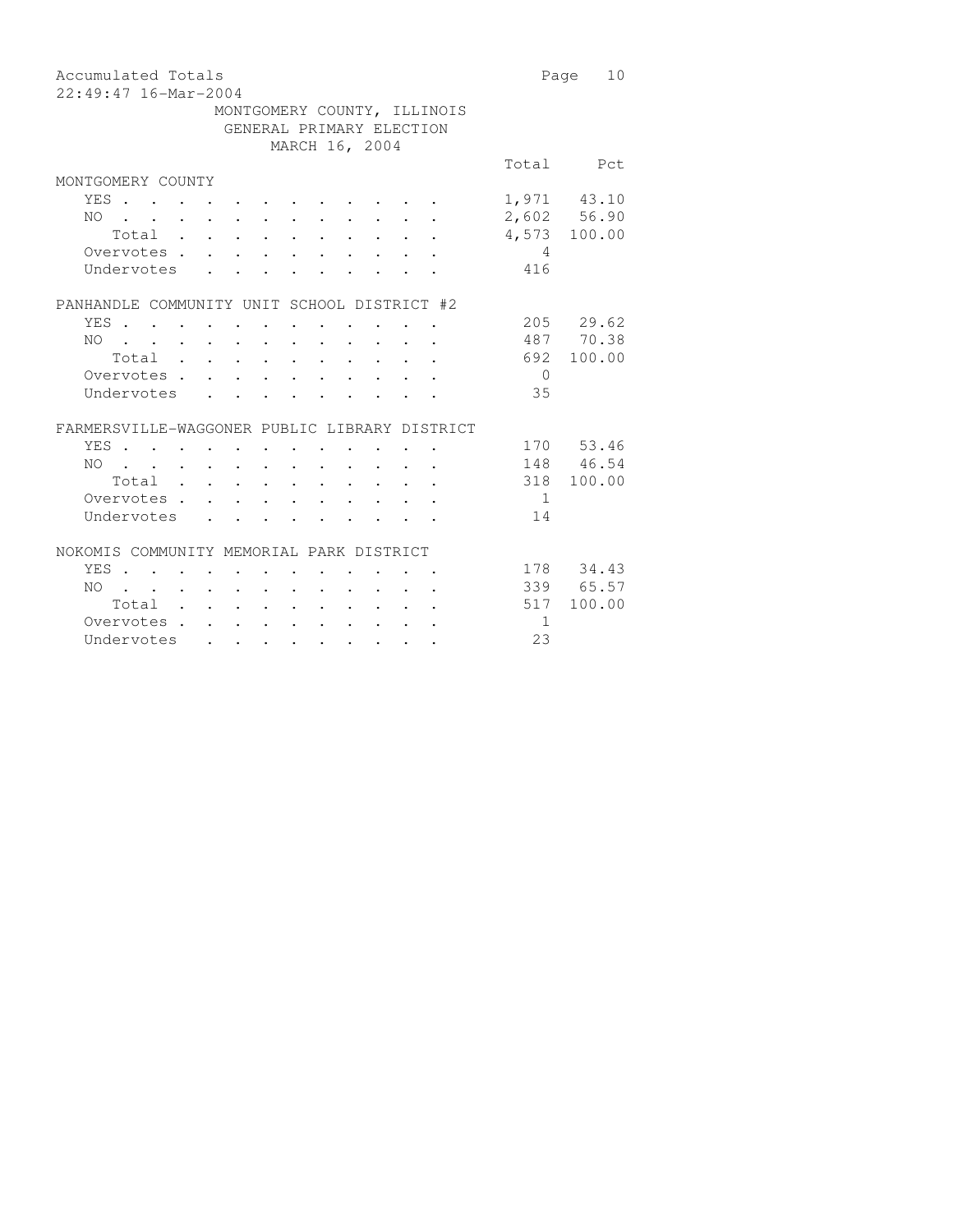Accumulated Totals
22:49:47 16-Mar-2004

MONTGOMERY COUNTY, ILLINOIS
GENERAL PRIMARY ELECTION
MARCH 16, 2004

| | Total | Pct |
|---|---|---|
| **MONTGOMERY COUNTY** | | |
| YES | 1,971 | 43.10 |
| NO | 2,602 | 56.90 |
| Total | 4,573 | 100.00 |
| Overvotes | 4 | |
| Undervotes | 416 | |
| **PANHANDLE COMMUNITY UNIT SCHOOL DISTRICT #2** | | |
| YES | 205 | 29.62 |
| NO | 487 | 70.38 |
| Total | 692 | 100.00 |
| Overvotes | 0 | |
| Undervotes | 35 | |
| **FARMERSVILLE-WAGGONER PUBLIC LIBRARY DISTRICT** | | |
| YES | 170 | 53.46 |
| NO | 148 | 46.54 |
| Total | 318 | 100.00 |
| Overvotes | 1 | |
| Undervotes | 14 | |
| **NOKOMIS COMMUNITY MEMORIAL PARK DISTRICT** | | |
| YES | 178 | 34.43 |
| NO | 339 | 65.57 |
| Total | 517 | 100.00 |
| Overvotes | 1 | |
| Undervotes | 23 | |